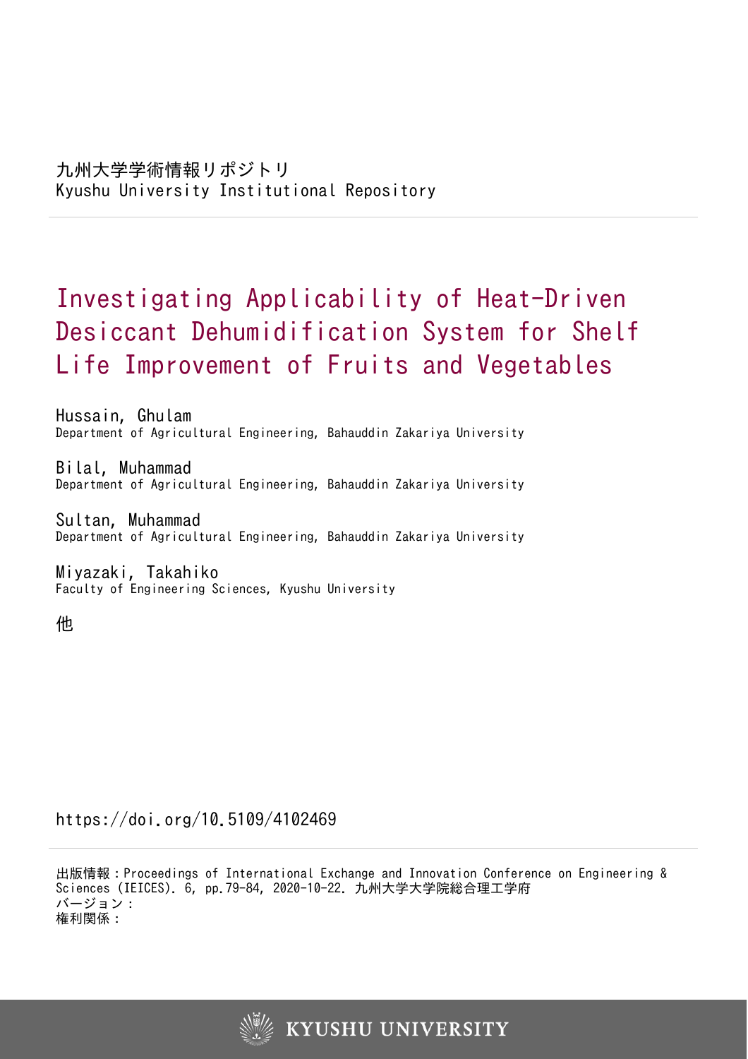九州大学学術情報リポジトリ
Kyushu University Institutional Repository

# Investigating Applicability of Heat-Driven Desiccant Dehumidification System for Shelf Life Improvement of Fruits and Vegetables

Hussain, Ghulam
Department of Agricultural Engineering, Bahauddin Zakariya University

Bilal, Muhammad
Department of Agricultural Engineering, Bahauddin Zakariya University

Sultan, Muhammad
Department of Agricultural Engineering, Bahauddin Zakariya University

Miyazaki, Takahiko
Faculty of Engineering Sciences, Kyushu University

他

https://doi.org/10.5109/4102469

出版情報：Proceedings of International Exchange and Innovation Conference on Engineering & Sciences (IEICES). 6, pp.79-84, 2020-10-22. 九州大学大学院総合理工学府
バージョン：
権利関係：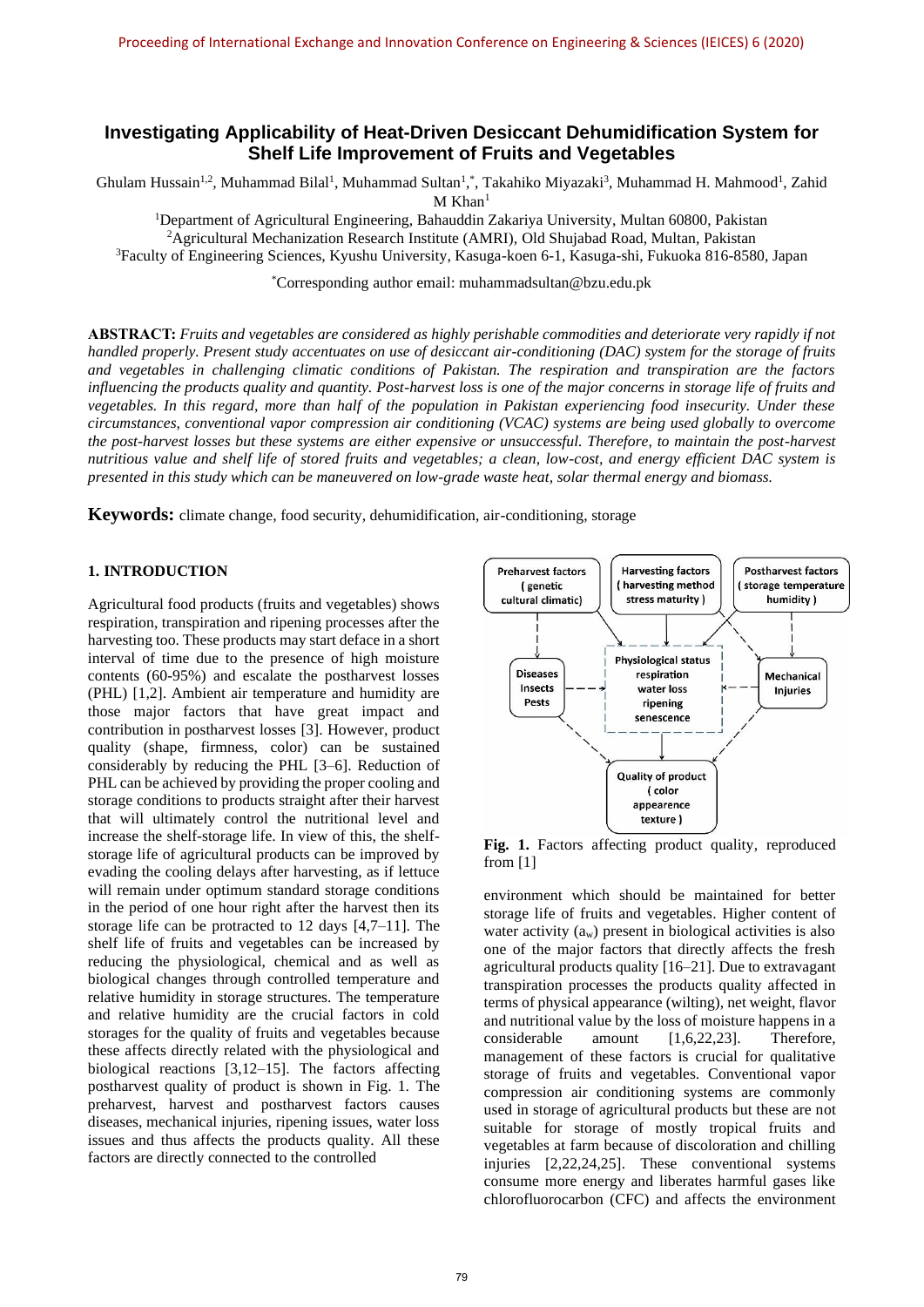# Investigating Applicability of Heat-Driven Desiccant Dehumidification System for Shelf Life Improvement of Fruits and Vegetables

Ghulam Hussain[1,2], Muhammad Bilal[1], Muhammad Sultan[1,*], Takahiko Miyazaki[3], Muhammad H. Mahmood[1], Zahid M Khan[1]

[1]Department of Agricultural Engineering, Bahauddin Zakariya University, Multan 60800, Pakistan
[2]Agricultural Mechanization Research Institute (AMRI), Old Shujabad Road, Multan, Pakistan
[3]Faculty of Engineering Sciences, Kyushu University, Kasuga-koen 6-1, Kasuga-shi, Fukuoka 816-8580, Japan

[*]Corresponding author email: muhammadsultan@bzu.edu.pk

**ABSTRACT:** *Fruits and vegetables are considered as highly perishable commodities and deteriorate very rapidly if not handled properly. Present study accentuates on use of desiccant air-conditioning (DAC) system for the storage of fruits and vegetables in challenging climatic conditions of Pakistan. The respiration and transpiration are the factors influencing the products quality and quantity. Post-harvest loss is one of the major concerns in storage life of fruits and vegetables. In this regard, more than half of the population in Pakistan experiencing food insecurity. Under these circumstances, conventional vapor compression air conditioning (VCAC) systems are being used globally to overcome the post-harvest losses but these systems are either expensive or unsuccessful. Therefore, to maintain the post-harvest nutritious value and shelf life of stored fruits and vegetables; a clean, low-cost, and energy efficient DAC system is presented in this study which can be maneuvered on low-grade waste heat, solar thermal energy and biomass.*

**Keywords:** climate change, food security, dehumidification, air-conditioning, storage

## 1. INTRODUCTION

Agricultural food products (fruits and vegetables) shows respiration, transpiration and ripening processes after the harvesting too. These products may start deface in a short interval of time due to the presence of high moisture contents (60-95%) and escalate the postharvest losses (PHL) [1,2]. Ambient air temperature and humidity are those major factors that have great impact and contribution in postharvest losses [3]. However, product quality (shape, firmness, color) can be sustained considerably by reducing the PHL [3–6]. Reduction of PHL can be achieved by providing the proper cooling and storage conditions to products straight after their harvest that will ultimately control the nutritional level and increase the shelf-storage life. In view of this, the shelf-storage life of agricultural products can be improved by evading the cooling delays after harvesting, as if lettuce will remain under optimum standard storage conditions in the period of one hour right after the harvest then its storage life can be protracted to 12 days [4,7–11]. The shelf life of fruits and vegetables can be increased by reducing the physiological, chemical and as well as biological changes through controlled temperature and relative humidity in storage structures. The temperature and relative humidity are the crucial factors in cold storages for the quality of fruits and vegetables because these affects directly related with the physiological and biological reactions [3,12–15]. The factors affecting postharvest quality of product is shown in Fig. 1. The preharvest, harvest and postharvest factors causes diseases, mechanical injuries, ripening issues, water loss issues and thus affects the products quality. All these factors are directly connected to the controlled environment which should be maintained for better storage life of fruits and vegetables. Higher content of water activity ($a_w$) present in biological activities is also one of the major factors that directly affects the fresh agricultural products quality [16–21]. Due to extravagant transpiration processes the products quality affected in terms of physical appearance (wilting), net weight, flavor and nutritional value by the loss of moisture happens in a considerable amount [1,6,22,23]. Therefore, management of these factors is crucial for qualitative storage of fruits and vegetables. Conventional vapor compression air conditioning systems are commonly used in storage of agricultural products but these are not suitable for storage of mostly tropical fruits and vegetables at farm because of discoloration and chilling injuries [2,22,24,25]. These conventional systems consume more energy and liberates harmful gases like chlorofluorocarbon (CFC) and affects the environment

Preharvest factors (genetic cultural climatic)

Harvesting factors (harvesting method stress maturity)

Postharvest factors (storage temperature humidity)

Diseases Insects Pests

Physiological status respiration water loss ripening senescence

Mechanical Injuries

Quality of product (color appearence texture)

**Fig. 1.** Factors affecting product quality, reproduced from [1]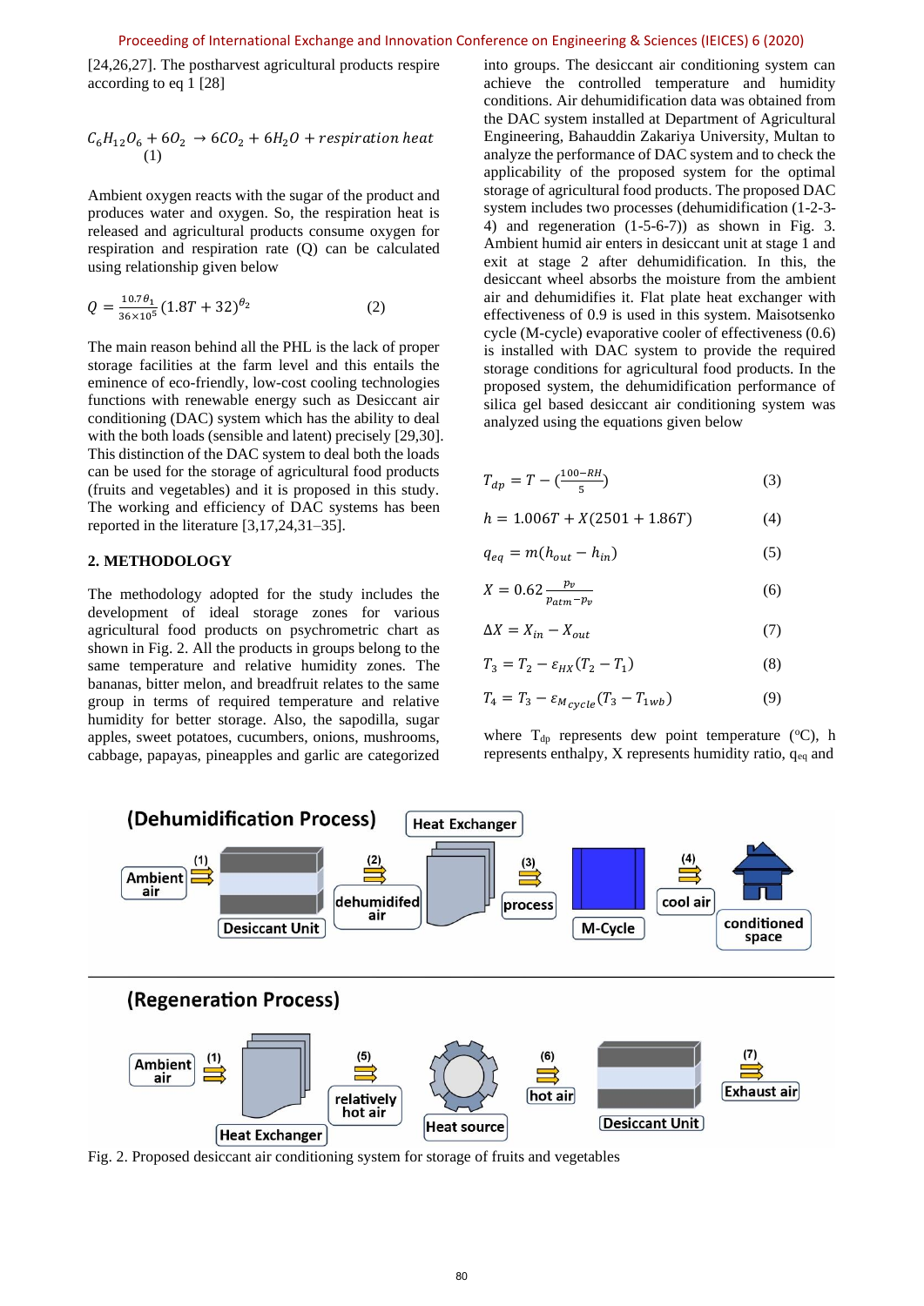[24,26,27]. The postharvest agricultural products respire according to eq 1 [28]

$$C_6H_{12}O_6 + 6O_2 \rightarrow 6CO_2 + 6H_2O + respiration\ heat \quad (1)$$

Ambient oxygen reacts with the sugar of the product and produces water and oxygen. So, the respiration heat is released and agricultural products consume oxygen for respiration and respiration rate (Q) can be calculated using relationship given below

$$Q = \frac{10.7\theta_1}{36\times10^5}(1.8T + 32)^{\theta_2} \quad (2)$$

The main reason behind all the PHL is the lack of proper storage facilities at the farm level and this entails the eminence of eco-friendly, low-cost cooling technologies functions with renewable energy such as Desiccant air conditioning (DAC) system which has the ability to deal with the both loads (sensible and latent) precisely [29,30]. This distinction of the DAC system to deal both the loads can be used for the storage of agricultural food products (fruits and vegetables) and it is proposed in this study. The working and efficiency of DAC systems has been reported in the literature [3,17,24,31–35].

## 2. METHODOLOGY

The methodology adopted for the study includes the development of ideal storage zones for various agricultural food products on psychrometric chart as shown in Fig. 2. All the products in groups belong to the same temperature and relative humidity zones. The bananas, bitter melon, and breadfruit relates to the same group in terms of required temperature and relative humidity for better storage. Also, the sapodilla, sugar apples, sweet potatoes, cucumbers, onions, mushrooms, cabbage, papayas, pineapples and garlic are categorized into groups. The desiccant air conditioning system can achieve the controlled temperature and humidity conditions. Air dehumidification data was obtained from the DAC system installed at Department of Agricultural Engineering, Bahauddin Zakariya University, Multan to analyze the performance of DAC system and to check the applicability of the proposed system for the optimal storage of agricultural food products. The proposed DAC system includes two processes (dehumidification (1-2-3-4) and regeneration (1-5-6-7)) as shown in Fig. 3. Ambient humid air enters in desiccant unit at stage 1 and exit at stage 2 after dehumidification. In this, the desiccant wheel absorbs the moisture from the ambient air and dehumidifies it. Flat plate heat exchanger with effectiveness of 0.9 is used in this system. Maisotsenko cycle (M-cycle) evaporative cooler of effectiveness (0.6) is installed with DAC system to provide the required storage conditions for agricultural food products. In the proposed system, the dehumidification performance of silica gel based desiccant air conditioning system was analyzed using the equations given below

$$T_{dp} = T - \left(\frac{100-RH}{5}\right) \quad (3)$$

$$h = 1.006T + X(2501 + 1.86T) \quad (4)$$

$$q_{eq} = m(h_{out} - h_{in}) \quad (5)$$

$$X = 0.62\frac{p_v}{p_{atm}-p_v} \quad (6)$$

$$\Delta X = X_{in} - X_{out} \quad (7)$$

$$T_3 = T_2 - \varepsilon_{HX}(T_2 - T_1) \quad (8)$$

$$T_4 = T_3 - \varepsilon_{M_{cycle}}(T_3 - T_{1wb}) \quad (9)$$

where $T_{dp}$ represents dew point temperature (°C), h represents enthalpy, X represents humidity ratio, $q_{eq}$ and

Fig. 2. Proposed desiccant air conditioning system for storage of fruits and vegetables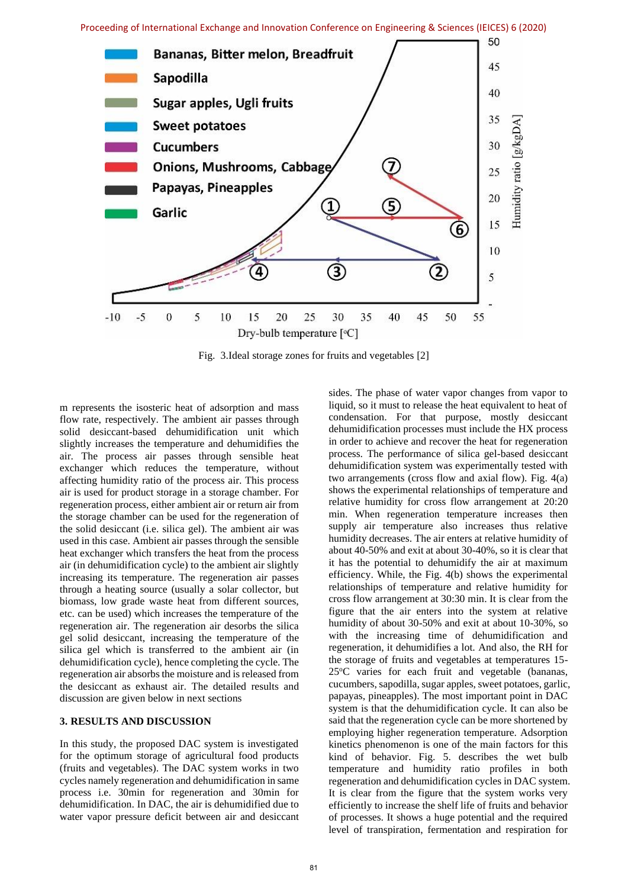Fig. 3.Ideal storage zones for fruits and vegetables [2]

m represents the isosteric heat of adsorption and mass flow rate, respectively. The ambient air passes through solid desiccant-based dehumidification unit which slightly increases the temperature and dehumidifies the air. The process air passes through sensible heat exchanger which reduces the temperature, without affecting humidity ratio of the process air. This process air is used for product storage in a storage chamber. For regeneration process, either ambient air or return air from the storage chamber can be used for the regeneration of the solid desiccant (i.e. silica gel). The ambient air was used in this case. Ambient air passes through the sensible heat exchanger which transfers the heat from the process air (in dehumidification cycle) to the ambient air slightly increasing its temperature. The regeneration air passes through a heating source (usually a solar collector, but biomass, low grade waste heat from different sources, etc. can be used) which increases the temperature of the regeneration air. The regeneration air desorbs the silica gel solid desiccant, increasing the temperature of the silica gel which is transferred to the ambient air (in dehumidification cycle), hence completing the cycle. The regeneration air absorbs the moisture and is released from the desiccant as exhaust air. The detailed results and discussion are given below in next sections

## 3. RESULTS AND DISCUSSION

In this study, the proposed DAC system is investigated for the optimum storage of agricultural food products (fruits and vegetables). The DAC system works in two cycles namely regeneration and dehumidification in same process i.e. 30min for regeneration and 30min for dehumidification. In DAC, the air is dehumidified due to water vapor pressure deficit between air and desiccant sides. The phase of water vapor changes from vapor to liquid, so it must to release the heat equivalent to heat of condensation. For that purpose, mostly desiccant dehumidification processes must include the HX process in order to achieve and recover the heat for regeneration process. The performance of silica gel-based desiccant dehumidification system was experimentally tested with two arrangements (cross flow and axial flow). Fig. 4(a) shows the experimental relationships of temperature and relative humidity for cross flow arrangement at 20:20 min. When regeneration temperature increases then supply air temperature also increases thus relative humidity decreases. The air enters at relative humidity of about 40-50% and exit at about 30-40%, so it is clear that it has the potential to dehumidify the air at maximum efficiency. While, the Fig. 4(b) shows the experimental relationships of temperature and relative humidity for cross flow arrangement at 30:30 min. It is clear from the figure that the air enters into the system at relative humidity of about 30-50% and exit at about 10-30%, so with the increasing time of dehumidification and regeneration, it dehumidifies a lot. And also, the RH for the storage of fruits and vegetables at temperatures 15-25°C varies for each fruit and vegetable (bananas, cucumbers, sapodilla, sugar apples, sweet potatoes, garlic, papayas, pineapples). The most important point in DAC system is that the dehumidification cycle. It can also be said that the regeneration cycle can be more shortened by employing higher regeneration temperature. Adsorption kinetics phenomenon is one of the main factors for this kind of behavior. Fig. 5. describes the wet bulb temperature and humidity ratio profiles in both regeneration and dehumidification cycles in DAC system. It is clear from the figure that the system works very efficiently to increase the shelf life of fruits and behavior of processes. It shows a huge potential and the required level of transpiration, fermentation and respiration for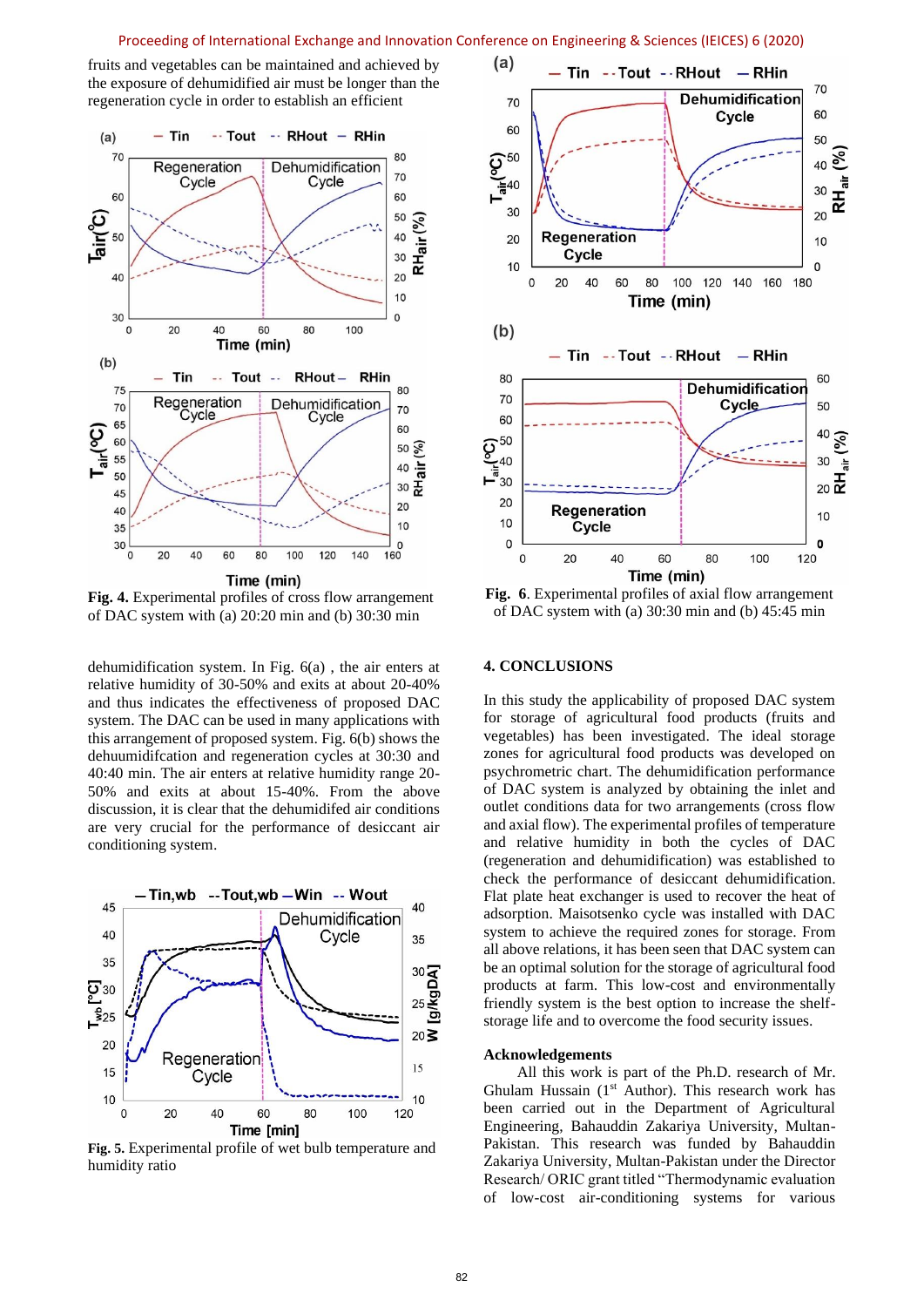fruits and vegetables can be maintained and achieved by the exposure of dehumidified air must be longer than the regeneration cycle in order to establish an efficient dehumidification system. In Fig. 6(a) , the air enters at relative humidity of 30-50% and exits at about 20-40% and thus indicates the effectiveness of proposed DAC system. The DAC can be used in many applications with this arrangement of proposed system. Fig. 6(b) shows the dehuumidifcation and regeneration cycles at 30:30 and 40:40 min. The air enters at relative humidity range 20-50% and exits at about 15-40%. From the above discussion, it is clear that the dehumidifed air conditions are very crucial for the performance of desiccant air conditioning system.

**Fig. 4.** Experimental profiles of cross flow arrangement of DAC system with (a) 20:20 min and (b) 30:30 min

**Fig. 5.** Experimental profile of wet bulb temperature and humidity ratio

**Fig. 6**. Experimental profiles of axial flow arrangement of DAC system with (a) 30:30 min and (b) 45:45 min

## 4. CONCLUSIONS

In this study the applicability of proposed DAC system for storage of agricultural food products (fruits and vegetables) has been investigated. The ideal storage zones for agricultural food products was developed on psychrometric chart. The dehumidification performance of DAC system is analyzed by obtaining the inlet and outlet conditions data for two arrangements (cross flow and axial flow). The experimental profiles of temperature and relative humidity in both the cycles of DAC (regeneration and dehumidification) was established to check the performance of desiccant dehumidification. Flat plate heat exchanger is used to recover the heat of adsorption. Maisotsenko cycle was installed with DAC system to achieve the required zones for storage. From all above relations, it has been seen that DAC system can be an optimal solution for the storage of agricultural food products at farm. This low-cost and environmentally friendly system is the best option to increase the shelf-storage life and to overcome the food security issues.

### Acknowledgements

All this work is part of the Ph.D. research of Mr. Ghulam Hussain (1st Author). This research work has been carried out in the Department of Agricultural Engineering, Bahauddin Zakariya University, Multan-Pakistan. This research was funded by Bahauddin Zakariya University, Multan-Pakistan under the Director Research/ ORIC grant titled "Thermodynamic evaluation of low-cost air-conditioning systems for various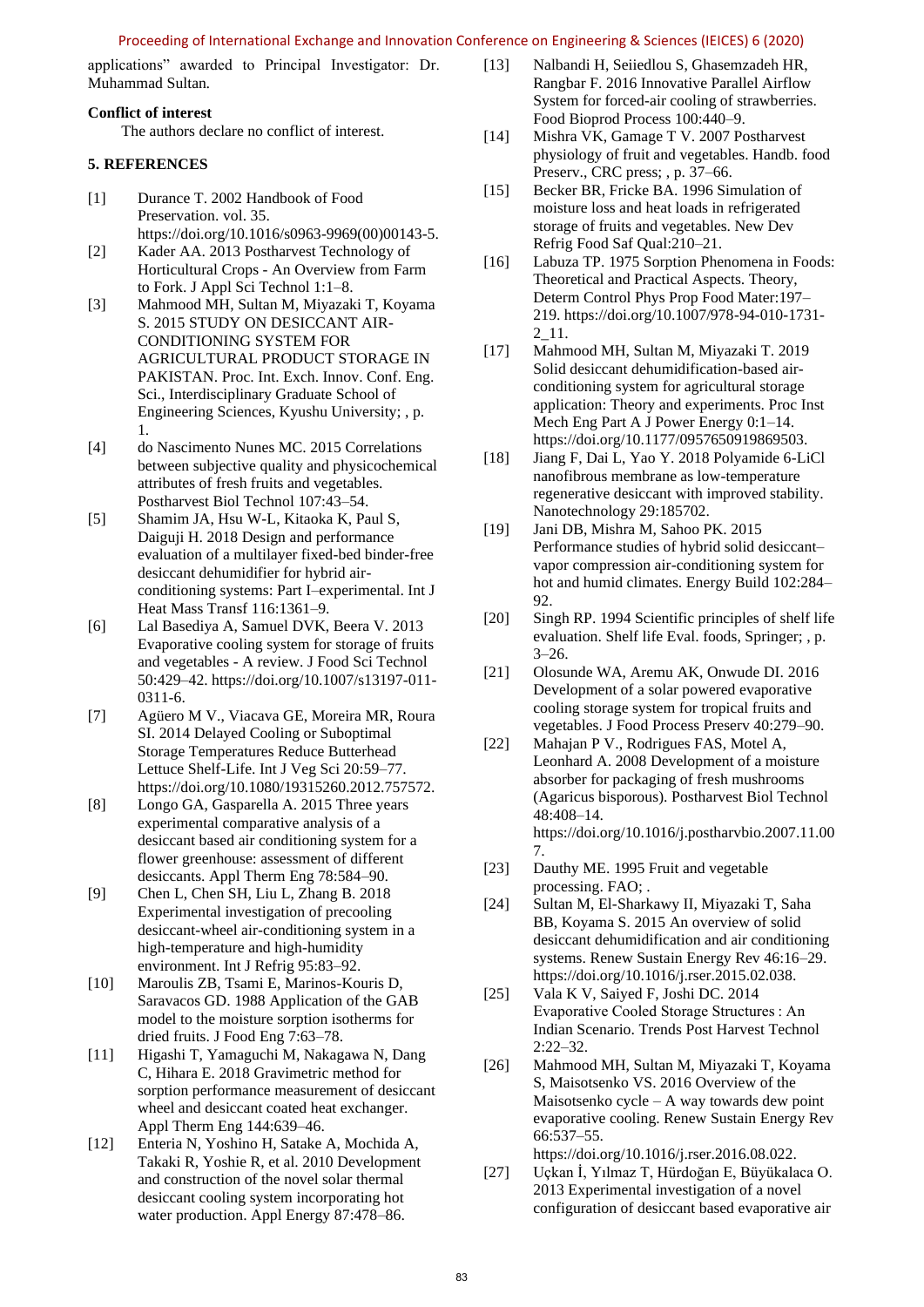applications" awarded to Principal Investigator: Dr. Muhammad Sultan.

**Conflict of interest**

The authors declare no conflict of interest.

## 5. REFERENCES

[1] Durance T. 2002 Handbook of Food Preservation. vol. 35. https://doi.org/10.1016/s0963-9969(00)00143-5.

[2] Kader AA. 2013 Postharvest Technology of Horticultural Crops - An Overview from Farm to Fork. J Appl Sci Technol 1:1–8.

[3] Mahmood MH, Sultan M, Miyazaki T, Koyama S. 2015 STUDY ON DESICCANT AIR-CONDITIONING SYSTEM FOR AGRICULTURAL PRODUCT STORAGE IN PAKISTAN. Proc. Int. Exch. Innov. Conf. Eng. Sci., Interdisciplinary Graduate School of Engineering Sciences, Kyushu University; , p. 1.

[4] do Nascimento Nunes MC. 2015 Correlations between subjective quality and physicochemical attributes of fresh fruits and vegetables. Postharvest Biol Technol 107:43–54.

[5] Shamim JA, Hsu W-L, Kitaoka K, Paul S, Daiguji H. 2018 Design and performance evaluation of a multilayer fixed-bed binder-free desiccant dehumidifier for hybrid air-conditioning systems: Part I–experimental. Int J Heat Mass Transf 116:1361–9.

[6] Lal Basediya A, Samuel DVK, Beera V. 2013 Evaporative cooling system for storage of fruits and vegetables - A review. J Food Sci Technol 50:429–42. https://doi.org/10.1007/s13197-011-0311-6.

[7] Agüero M V., Viacava GE, Moreira MR, Roura SI. 2014 Delayed Cooling or Suboptimal Storage Temperatures Reduce Butterhead Lettuce Shelf-Life. Int J Veg Sci 20:59–77. https://doi.org/10.1080/19315260.2012.757572.

[8] Longo GA, Gasparella A. 2015 Three years experimental comparative analysis of a desiccant based air conditioning system for a flower greenhouse: assessment of different desiccants. Appl Therm Eng 78:584–90.

[9] Chen L, Chen SH, Liu L, Zhang B. 2018 Experimental investigation of precooling desiccant-wheel air-conditioning system in a high-temperature and high-humidity environment. Int J Refrig 95:83–92.

[10] Maroulis ZB, Tsami E, Marinos-Kouris D, Saravacos GD. 1988 Application of the GAB model to the moisture sorption isotherms for dried fruits. J Food Eng 7:63–78.

[11] Higashi T, Yamaguchi M, Nakagawa N, Dang C, Hihara E. 2018 Gravimetric method for sorption performance measurement of desiccant wheel and desiccant coated heat exchanger. Appl Therm Eng 144:639–46.

[12] Enteria N, Yoshino H, Satake A, Mochida A, Takaki R, Yoshie R, et al. 2010 Development and construction of the novel solar thermal desiccant cooling system incorporating hot water production. Appl Energy 87:478–86.

[13] Nalbandi H, Seiiedlou S, Ghasemzadeh HR, Rangbar F. 2016 Innovative Parallel Airflow System for forced-air cooling of strawberries. Food Bioprod Process 100:440–9.

[14] Mishra VK, Gamage T V. 2007 Postharvest physiology of fruit and vegetables. Handb. food Preserv., CRC press; , p. 37–66.

[15] Becker BR, Fricke BA. 1996 Simulation of moisture loss and heat loads in refrigerated storage of fruits and vegetables. New Dev Refrig Food Saf Qual:210–21.

[16] Labuza TP. 1975 Sorption Phenomena in Foods: Theoretical and Practical Aspects. Theory, Determ Control Phys Prop Food Mater:197–219. https://doi.org/10.1007/978-94-010-1731-2_11.

[17] Mahmood MH, Sultan M, Miyazaki T. 2019 Solid desiccant dehumidification-based air-conditioning system for agricultural storage application: Theory and experiments. Proc Inst Mech Eng Part A J Power Energy 0:1–14. https://doi.org/10.1177/0957650919869503.

[18] Jiang F, Dai L, Yao Y. 2018 Polyamide 6-LiCl nanofibrous membrane as low-temperature regenerative desiccant with improved stability. Nanotechnology 29:185702.

[19] Jani DB, Mishra M, Sahoo PK. 2015 Performance studies of hybrid solid desiccant–vapor compression air-conditioning system for hot and humid climates. Energy Build 102:284–92.

[20] Singh RP. 1994 Scientific principles of shelf life evaluation. Shelf life Eval. foods, Springer; , p. 3–26.

[21] Olosunde WA, Aremu AK, Onwude DI. 2016 Development of a solar powered evaporative cooling storage system for tropical fruits and vegetables. J Food Process Preserv 40:279–90.

[22] Mahajan P V., Rodrigues FAS, Motel A, Leonhard A. 2008 Development of a moisture absorber for packaging of fresh mushrooms (Agaricus bisporous). Postharvest Biol Technol 48:408–14. https://doi.org/10.1016/j.postharvbio.2007.11.007.

[23] Dauthy ME. 1995 Fruit and vegetable processing. FAO; .

[24] Sultan M, El-Sharkawy II, Miyazaki T, Saha BB, Koyama S. 2015 An overview of solid desiccant dehumidification and air conditioning systems. Renew Sustain Energy Rev 46:16–29. https://doi.org/10.1016/j.rser.2015.02.038.

[25] Vala K V, Saiyed F, Joshi DC. 2014 Evaporative Cooled Storage Structures : An Indian Scenario. Trends Post Harvest Technol 2:22–32.

[26] Mahmood MH, Sultan M, Miyazaki T, Koyama S, Maisotsenko VS. 2016 Overview of the Maisotsenko cycle – A way towards dew point evaporative cooling. Renew Sustain Energy Rev 66:537–55. https://doi.org/10.1016/j.rser.2016.08.022.

[27] Uçkan İ, Yılmaz T, Hürdoğan E, Büyükalaca O. 2013 Experimental investigation of a novel configuration of desiccant based evaporative air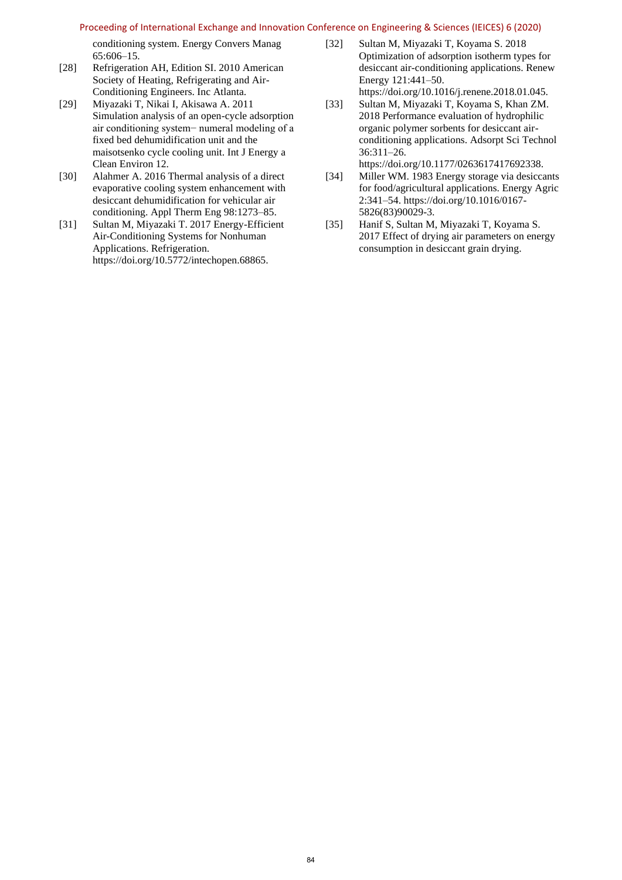conditioning system. Energy Convers Manag 65:606–15.

[28] Refrigeration AH, Edition SI. 2010 American Society of Heating, Refrigerating and Air-Conditioning Engineers. Inc Atlanta.

[29] Miyazaki T, Nikai I, Akisawa A. 2011 Simulation analysis of an open-cycle adsorption air conditioning system− numeral modeling of a fixed bed dehumidification unit and the maisotsenko cycle cooling unit. Int J Energy a Clean Environ 12.

[30] Alahmer A. 2016 Thermal analysis of a direct evaporative cooling system enhancement with desiccant dehumidification for vehicular air conditioning. Appl Therm Eng 98:1273–85.

[31] Sultan M, Miyazaki T. 2017 Energy-Efficient Air-Conditioning Systems for Nonhuman Applications. Refrigeration. https://doi.org/10.5772/intechopen.68865.

[32] Sultan M, Miyazaki T, Koyama S. 2018 Optimization of adsorption isotherm types for desiccant air-conditioning applications. Renew Energy 121:441–50. https://doi.org/10.1016/j.renene.2018.01.045.

[33] Sultan M, Miyazaki T, Koyama S, Khan ZM. 2018 Performance evaluation of hydrophilic organic polymer sorbents for desiccant air-conditioning applications. Adsorpt Sci Technol 36:311–26. https://doi.org/10.1177/0263617417692338.

[34] Miller WM. 1983 Energy storage via desiccants for food/agricultural applications. Energy Agric 2:341–54. https://doi.org/10.1016/0167-5826(83)90029-3.

[35] Hanif S, Sultan M, Miyazaki T, Koyama S. 2017 Effect of drying air parameters on energy consumption in desiccant grain drying.